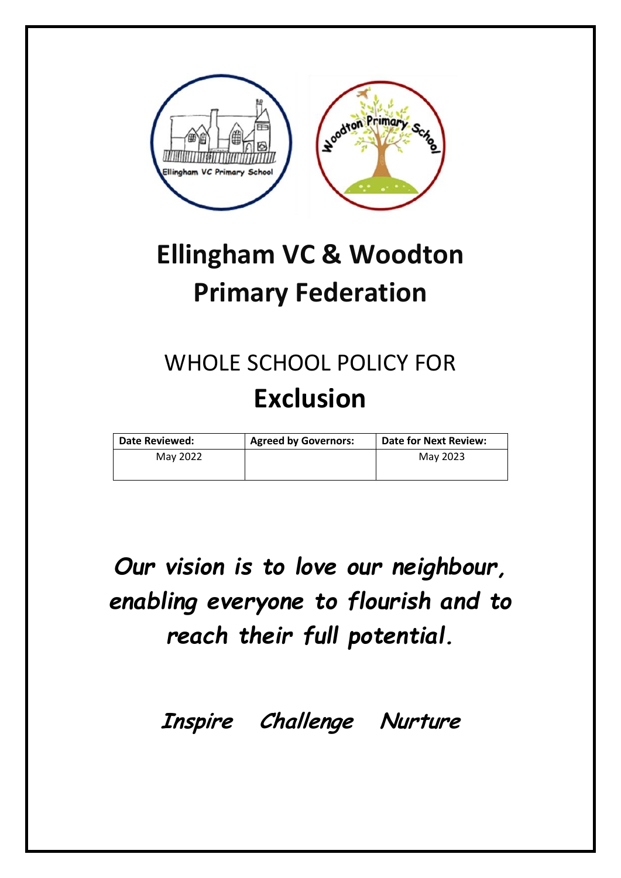# Ellingham VC & Woodton Primary Federation

## WHOLE SCHOOL POLICY FOR

# Exclusion

| Date Reviewed: | Agreed by Governors: | Date for Next Review: |
| --- | --- | --- |
| May 2022 | | May 2023 |

***Our vision is to love our neighbour, enabling everyone to flourish and to reach their full potential.***

***Inspire Challenge Nurture***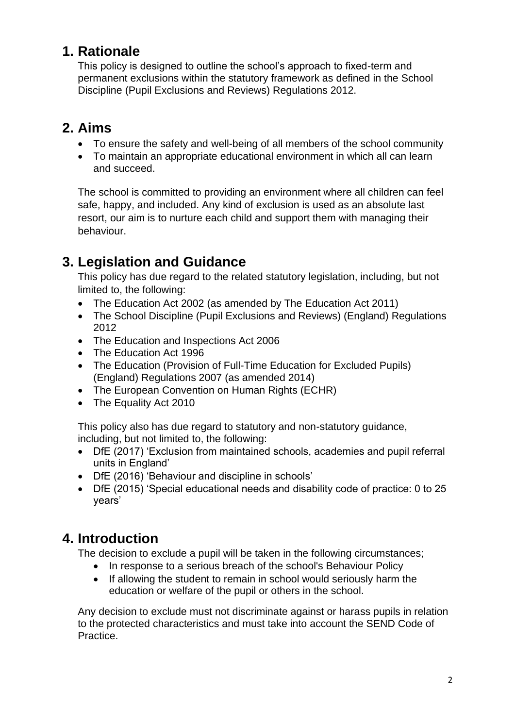## 1. Rationale

This policy is designed to outline the school's approach to fixed-term and permanent exclusions within the statutory framework as defined in the School Discipline (Pupil Exclusions and Reviews) Regulations 2012.

## 2. Aims

- To ensure the safety and well-being of all members of the school community
- To maintain an appropriate educational environment in which all can learn and succeed.

The school is committed to providing an environment where all children can feel safe, happy, and included. Any kind of exclusion is used as an absolute last resort, our aim is to nurture each child and support them with managing their behaviour.

## 3. Legislation and Guidance

This policy has due regard to the related statutory legislation, including, but not limited to, the following:

- The Education Act 2002 (as amended by The Education Act 2011)
- The School Discipline (Pupil Exclusions and Reviews) (England) Regulations 2012
- The Education and Inspections Act 2006
- The Education Act 1996
- The Education (Provision of Full-Time Education for Excluded Pupils) (England) Regulations 2007 (as amended 2014)
- The European Convention on Human Rights (ECHR)
- The Equality Act 2010

This policy also has due regard to statutory and non-statutory guidance, including, but not limited to, the following:

- DfE (2017) 'Exclusion from maintained schools, academies and pupil referral units in England'
- DfE (2016) 'Behaviour and discipline in schools'
- DfE (2015) 'Special educational needs and disability code of practice: 0 to 25 years'

## 4. Introduction

The decision to exclude a pupil will be taken in the following circumstances;

- In response to a serious breach of the school's Behaviour Policy
- If allowing the student to remain in school would seriously harm the education or welfare of the pupil or others in the school.

Any decision to exclude must not discriminate against or harass pupils in relation to the protected characteristics and must take into account the SEND Code of Practice.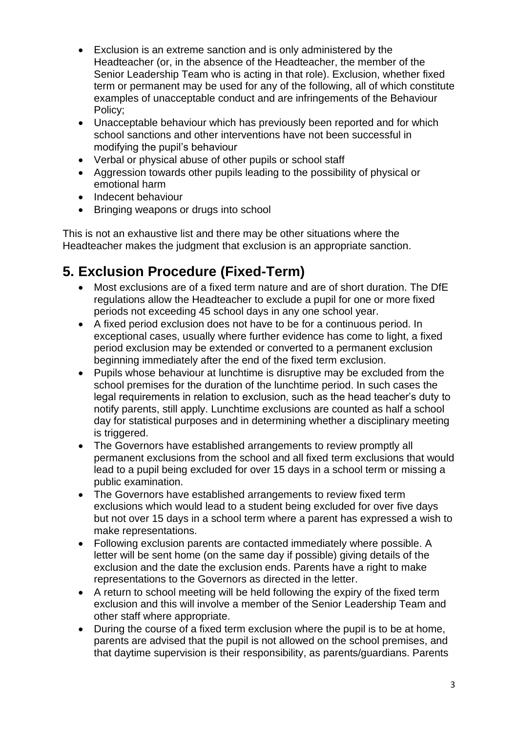- Exclusion is an extreme sanction and is only administered by the Headteacher (or, in the absence of the Headteacher, the member of the Senior Leadership Team who is acting in that role). Exclusion, whether fixed term or permanent may be used for any of the following, all of which constitute examples of unacceptable conduct and are infringements of the Behaviour Policy;
- Unacceptable behaviour which has previously been reported and for which school sanctions and other interventions have not been successful in modifying the pupil's behaviour
- Verbal or physical abuse of other pupils or school staff
- Aggression towards other pupils leading to the possibility of physical or emotional harm
- Indecent behaviour
- Bringing weapons or drugs into school

This is not an exhaustive list and there may be other situations where the Headteacher makes the judgment that exclusion is an appropriate sanction.

## 5. Exclusion Procedure (Fixed-Term)

- Most exclusions are of a fixed term nature and are of short duration. The DfE regulations allow the Headteacher to exclude a pupil for one or more fixed periods not exceeding 45 school days in any one school year.
- A fixed period exclusion does not have to be for a continuous period. In exceptional cases, usually where further evidence has come to light, a fixed period exclusion may be extended or converted to a permanent exclusion beginning immediately after the end of the fixed term exclusion.
- Pupils whose behaviour at lunchtime is disruptive may be excluded from the school premises for the duration of the lunchtime period. In such cases the legal requirements in relation to exclusion, such as the head teacher's duty to notify parents, still apply. Lunchtime exclusions are counted as half a school day for statistical purposes and in determining whether a disciplinary meeting is triggered.
- The Governors have established arrangements to review promptly all permanent exclusions from the school and all fixed term exclusions that would lead to a pupil being excluded for over 15 days in a school term or missing a public examination.
- The Governors have established arrangements to review fixed term exclusions which would lead to a student being excluded for over five days but not over 15 days in a school term where a parent has expressed a wish to make representations.
- Following exclusion parents are contacted immediately where possible. A letter will be sent home (on the same day if possible) giving details of the exclusion and the date the exclusion ends. Parents have a right to make representations to the Governors as directed in the letter.
- A return to school meeting will be held following the expiry of the fixed term exclusion and this will involve a member of the Senior Leadership Team and other staff where appropriate.
- During the course of a fixed term exclusion where the pupil is to be at home, parents are advised that the pupil is not allowed on the school premises, and that daytime supervision is their responsibility, as parents/guardians. Parents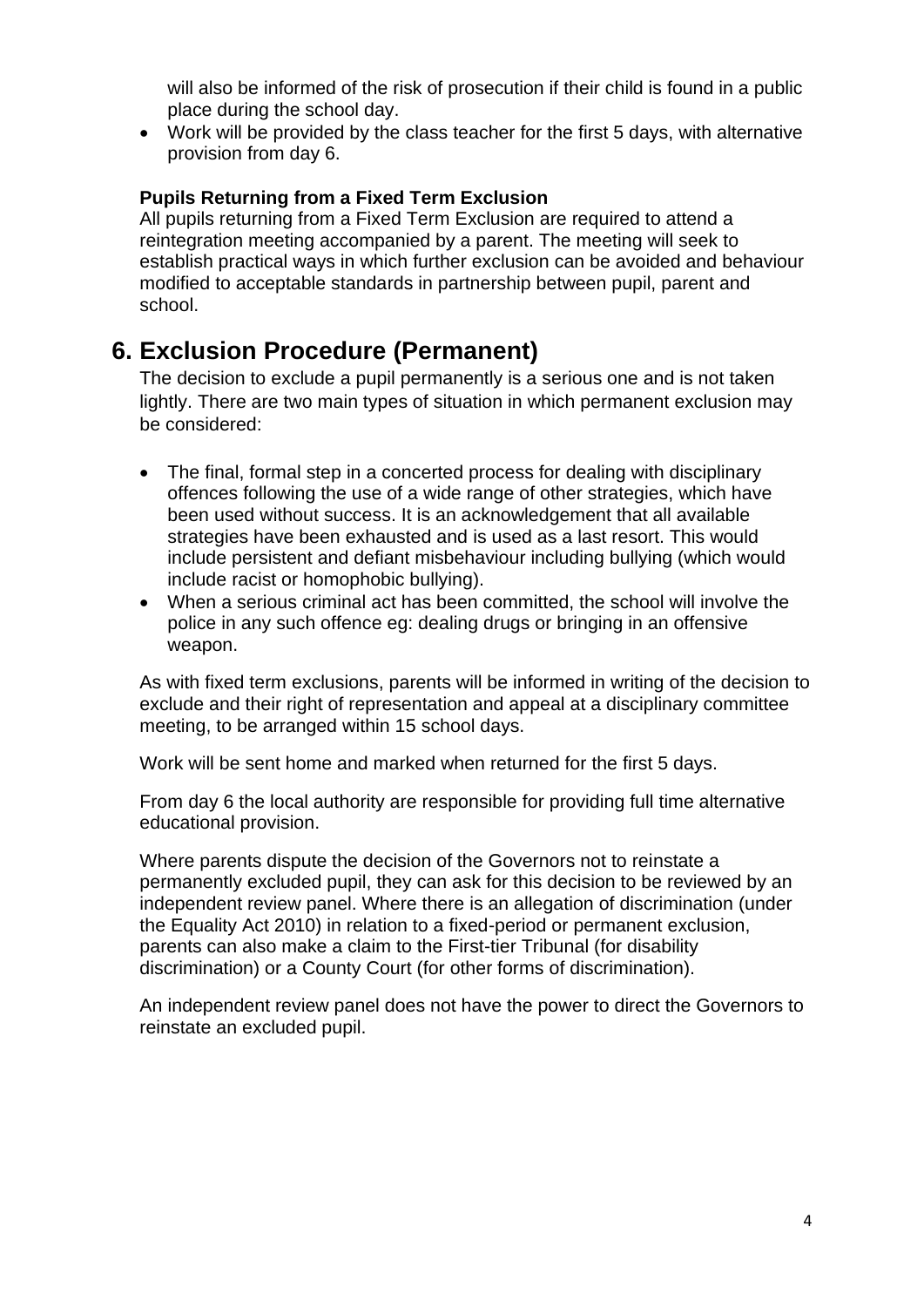will also be informed of the risk of prosecution if their child is found in a public place during the school day.

- Work will be provided by the class teacher for the first 5 days, with alternative provision from day 6.

**Pupils Returning from a Fixed Term Exclusion**

All pupils returning from a Fixed Term Exclusion are required to attend a reintegration meeting accompanied by a parent. The meeting will seek to establish practical ways in which further exclusion can be avoided and behaviour modified to acceptable standards in partnership between pupil, parent and school.

## 6. Exclusion Procedure (Permanent)

The decision to exclude a pupil permanently is a serious one and is not taken lightly. There are two main types of situation in which permanent exclusion may be considered:

- The final, formal step in a concerted process for dealing with disciplinary offences following the use of a wide range of other strategies, which have been used without success. It is an acknowledgement that all available strategies have been exhausted and is used as a last resort. This would include persistent and defiant misbehaviour including bullying (which would include racist or homophobic bullying).
- When a serious criminal act has been committed, the school will involve the police in any such offence eg: dealing drugs or bringing in an offensive weapon.

As with fixed term exclusions, parents will be informed in writing of the decision to exclude and their right of representation and appeal at a disciplinary committee meeting, to be arranged within 15 school days.

Work will be sent home and marked when returned for the first 5 days.

From day 6 the local authority are responsible for providing full time alternative educational provision.

Where parents dispute the decision of the Governors not to reinstate a permanently excluded pupil, they can ask for this decision to be reviewed by an independent review panel. Where there is an allegation of discrimination (under the Equality Act 2010) in relation to a fixed-period or permanent exclusion, parents can also make a claim to the First-tier Tribunal (for disability discrimination) or a County Court (for other forms of discrimination).

An independent review panel does not have the power to direct the Governors to reinstate an excluded pupil.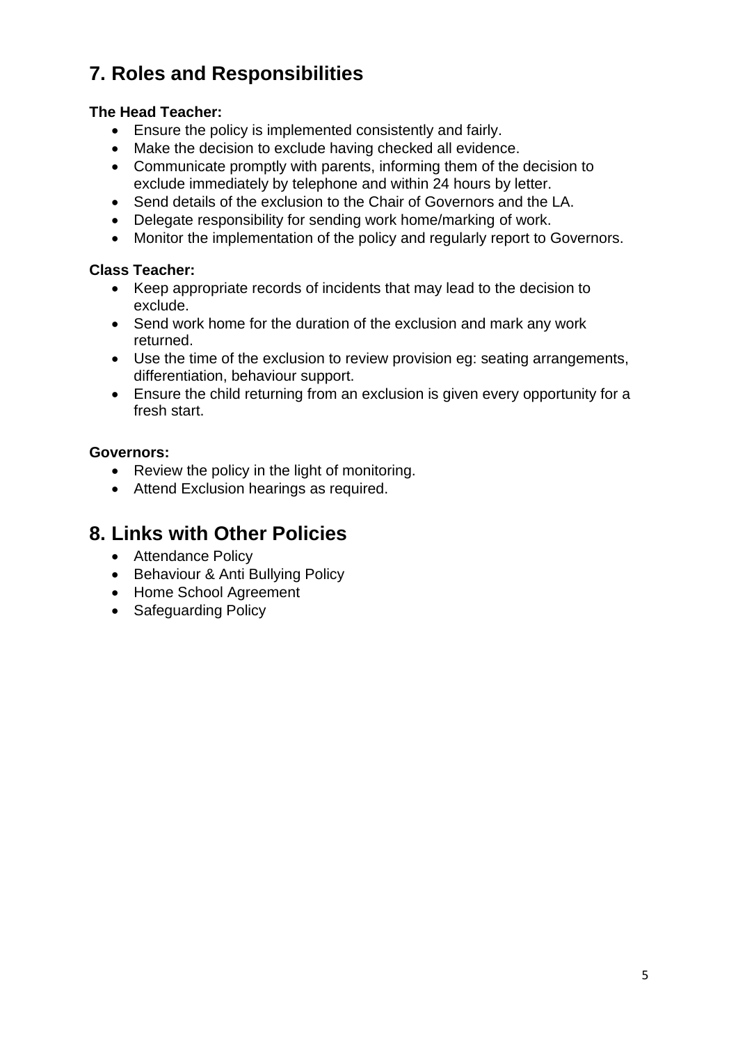## 7. Roles and Responsibilities

**The Head Teacher:**

- Ensure the policy is implemented consistently and fairly.
- Make the decision to exclude having checked all evidence.
- Communicate promptly with parents, informing them of the decision to exclude immediately by telephone and within 24 hours by letter.
- Send details of the exclusion to the Chair of Governors and the LA.
- Delegate responsibility for sending work home/marking of work.
- Monitor the implementation of the policy and regularly report to Governors.

**Class Teacher:**

- Keep appropriate records of incidents that may lead to the decision to exclude.
- Send work home for the duration of the exclusion and mark any work returned.
- Use the time of the exclusion to review provision eg: seating arrangements, differentiation, behaviour support.
- Ensure the child returning from an exclusion is given every opportunity for a fresh start.

**Governors:**

- Review the policy in the light of monitoring.
- Attend Exclusion hearings as required.

## 8. Links with Other Policies

- Attendance Policy
- Behaviour & Anti Bullying Policy
- Home School Agreement
- Safeguarding Policy